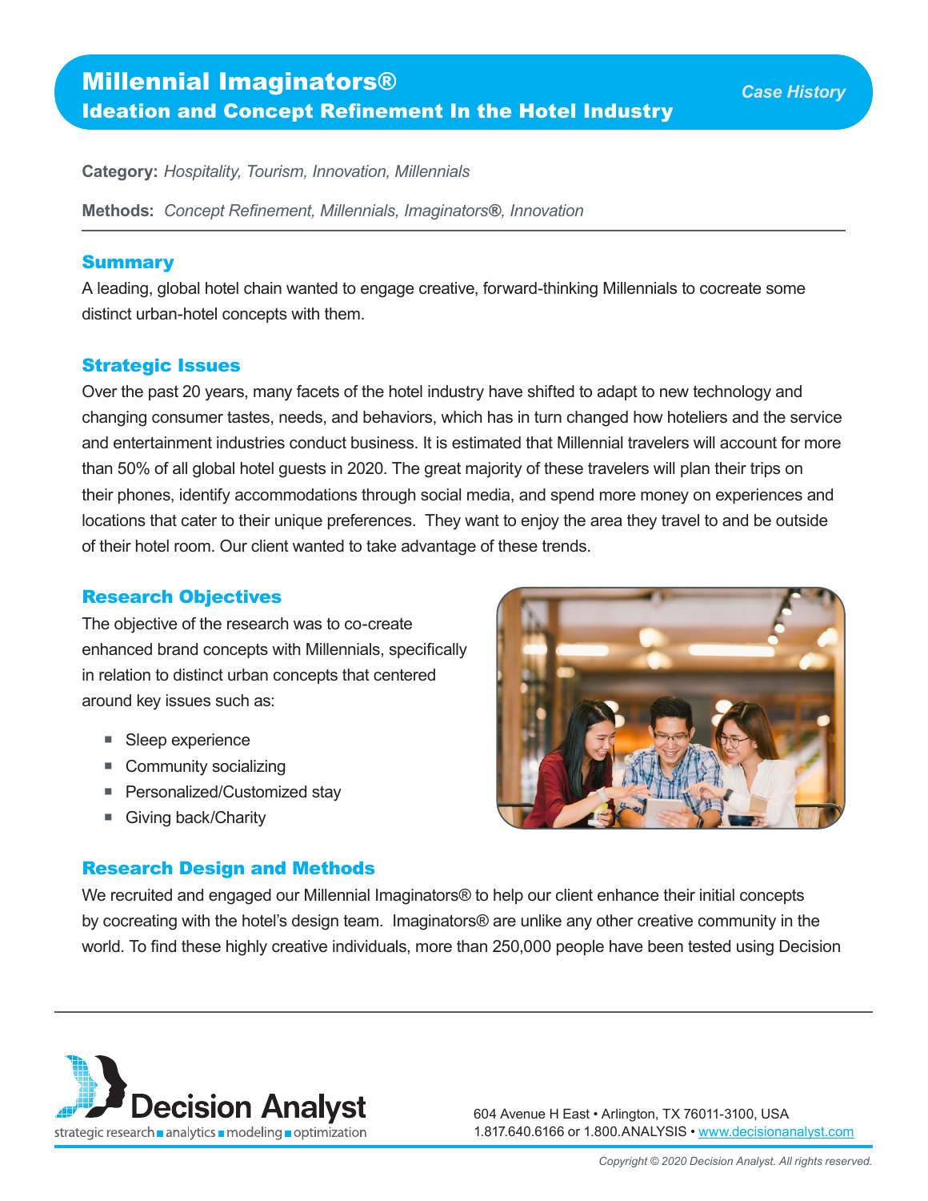# Millennial Imaginators®

## Ideation and Concept Refinement In the Hotel Industry

*Case History*

**Category:** *Hospitality, Tourism, Innovation, Millennials*

**Methods:** *Concept Refinement, Millennials, Imaginators®, Innovation*

### Summary

A leading, global hotel chain wanted to engage creative, forward-thinking Millennials to cocreate some distinct urban-hotel concepts with them.

### Strategic Issues

Over the past 20 years, many facets of the hotel industry have shifted to adapt to new technology and changing consumer tastes, needs, and behaviors, which has in turn changed how hoteliers and the service and entertainment industries conduct business. It is estimated that Millennial travelers will account for more than 50% of all global hotel guests in 2020. The great majority of these travelers will plan their trips on their phones, identify accommodations through social media, and spend more money on experiences and locations that cater to their unique preferences. They want to enjoy the area they travel to and be outside of their hotel room. Our client wanted to take advantage of these trends.

### Research Objectives

The objective of the research was to co-create enhanced brand concepts with Millennials, specifically in relation to distinct urban concepts that centered around key issues such as:

- Sleep experience
- Community socializing
- Personalized/Customized stay
- Giving back/Charity

### Research Design and Methods

We recruited and engaged our Millennial Imaginators® to help our client enhance their initial concepts by cocreating with the hotel's design team. Imaginators® are unlike any other creative community in the world. To find these highly creative individuals, more than 250,000 people have been tested using Decision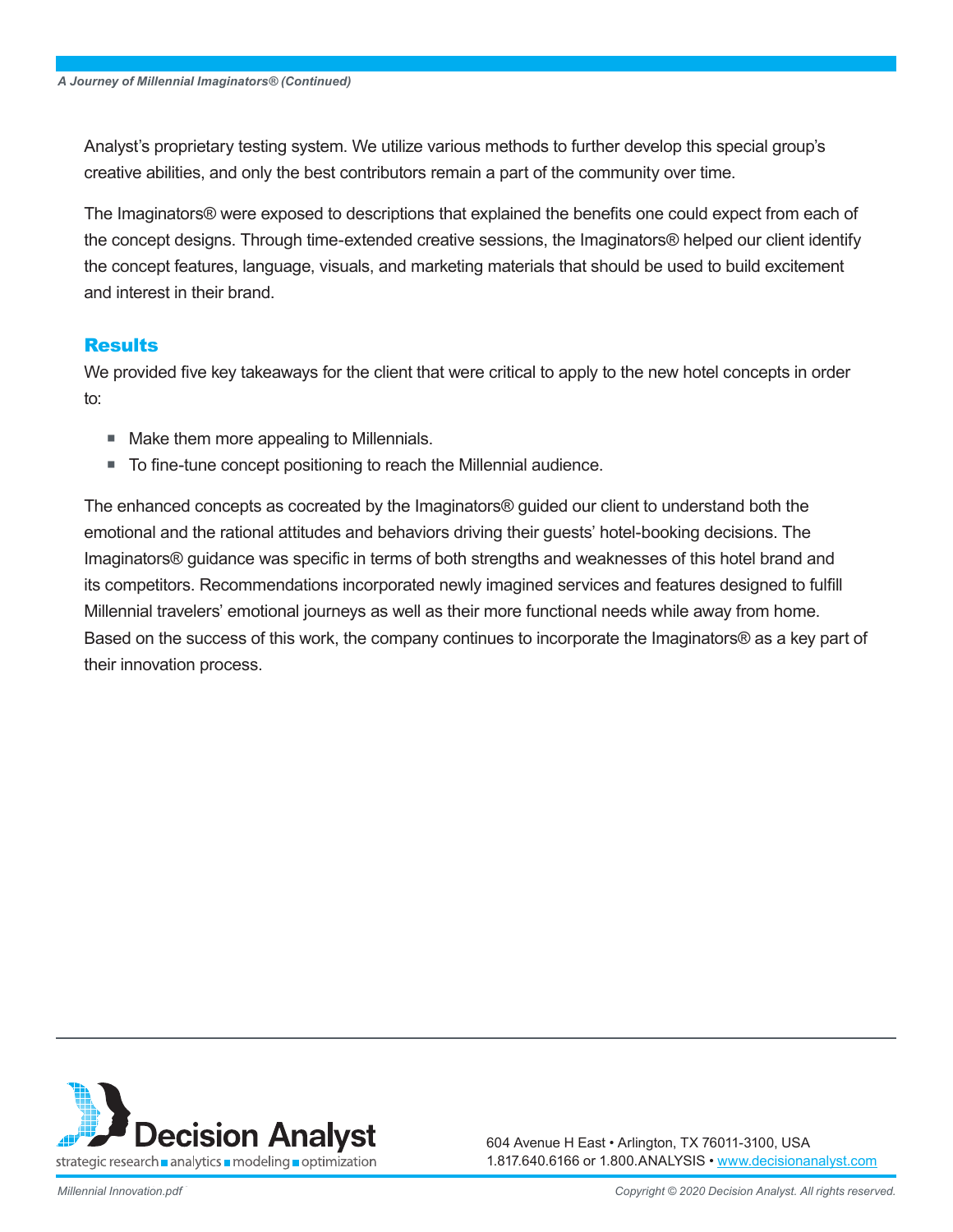Analyst's proprietary testing system. We utilize various methods to further develop this special group's creative abilities, and only the best contributors remain a part of the community over time.

The Imaginators® were exposed to descriptions that explained the benefits one could expect from each of the concept designs. Through time-extended creative sessions, the Imaginators® helped our client identify the concept features, language, visuals, and marketing materials that should be used to build excitement and interest in their brand.

## Results

We provided five key takeaways for the client that were critical to apply to the new hotel concepts in order to:

- Make them more appealing to Millennials.
- To fine-tune concept positioning to reach the Millennial audience.

The enhanced concepts as cocreated by the Imaginators® guided our client to understand both the emotional and the rational attitudes and behaviors driving their guests' hotel-booking decisions. The Imaginators® guidance was specific in terms of both strengths and weaknesses of this hotel brand and its competitors. Recommendations incorporated newly imagined services and features designed to fulfill Millennial travelers' emotional journeys as well as their more functional needs while away from home. Based on the success of this work, the company continues to incorporate the Imaginators® as a key part of their innovation process.

Decision Analyst

strategic research ■ analytics ■ modeling ■ optimization

604 Avenue H East • Arlington, TX 76011-3100, USA
1.817.640.6166 or 1.800.ANALYSIS • www.decisionanalyst.com

Copyright © 2020 Decision Analyst. All rights reserved.